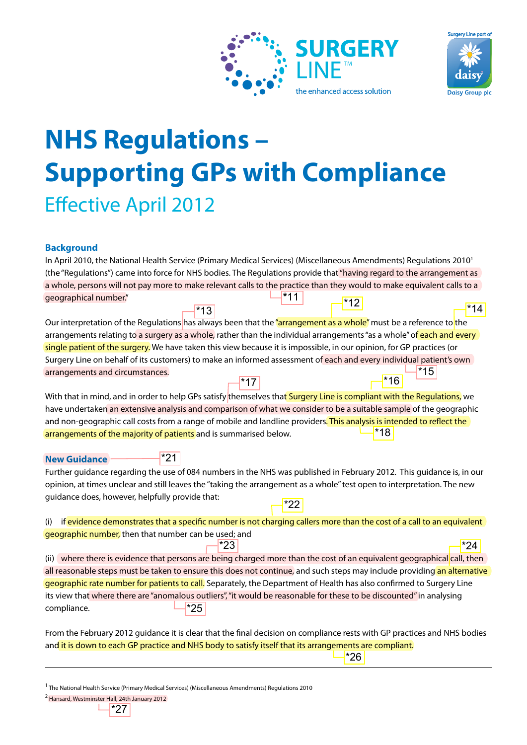SURGERY LINE™

the enhanced access solution

Surgery Line part of daisy Daisy Group plc

# NHS Regulations – Supporting GPs with Compliance

## Effective April 2012

### Background

In April 2010, the National Health Service (Primary Medical Services) (Miscellaneous Amendments) Regulations 2010[1] (the "Regulations") came into force for NHS bodies. The Regulations provide that "having regard to the arrangement as a whole, persons will not pay more to make relevant calls to the practice than they would to make equivalent calls to a geographical number." *11

Our interpretation of the Regulations *13 has always been that the "arrangement as a whole" *12 must be a reference to *14 the arrangements relating to a surgery as a whole, rather than the individual arrangements "as a whole" of each and every single patient of the surgery. We have taken this view because it is impossible, in our opinion, for GP practices (or Surgery Line on behalf of its customers) to make an informed assessment of each and every individual patient's own arrangements and circumstances. *15

With that in mind, and in order to help GPs satisfy *17 themselves that Surgery Line is compliant with the Regulations, *16 we have undertaken an extensive analysis and comparison of what we consider to be a suitable sample of the geographic and non-geographic call costs from a range of mobile and landline providers. This analysis is intended to reflect the arrangements of the majority of patients *18 and is summarised below.

### New Guidance *21

Further guidance regarding the use of 084 numbers in the NHS was published in February 2012. This guidance is, in our opinion, at times unclear and still leaves the "taking the arrangement as a whole" test open to interpretation. The new guidance does, however, helpfully provide that:

(i) if *22 evidence demonstrates that a specific number is not charging callers more than the cost of a call to an equivalent geographic number, then that number can be used; and

(ii) *23 where there is evidence that persons are being charged more than the cost of an equivalent geographical *24 call, then all reasonable steps must be taken to ensure this does not continue, and such steps may include providing an alternative geographic rate number for patients to call. Separately, the Department of Health has also confirmed to Surgery Line its view that where there are "anomalous outliers", "it would be reasonable for these to be discounted" *25 in analysing compliance.

From the February 2012 guidance it is clear that the final decision on compliance rests with GP practices and NHS bodies and it is down to each GP practice and NHS body to satisfy itself that its arrangements are compliant. *26

---

[1] The National Health Service (Primary Medical Services) (Miscellaneous Amendments) Regulations 2010

[2] Hansard, Westminster Hall, 24th January 2012 *27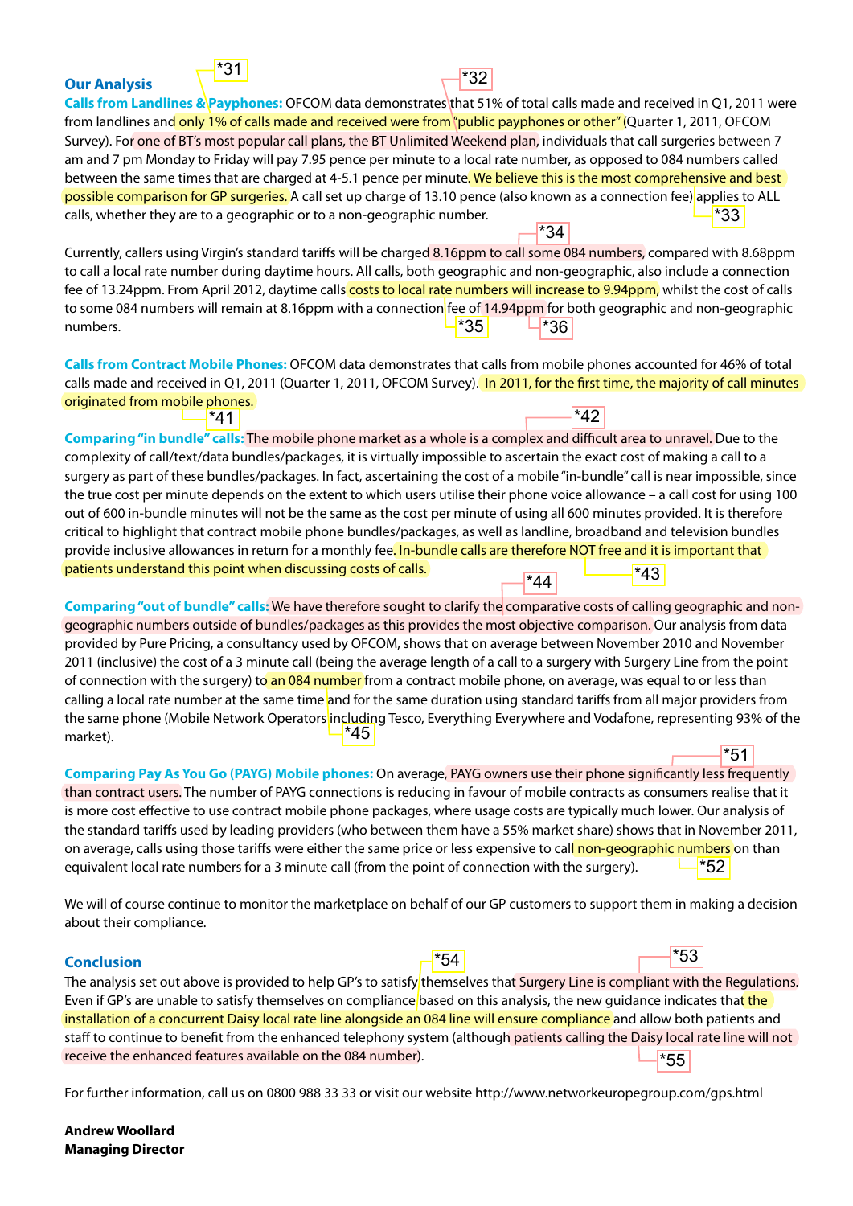## Our Analysis

**Calls from Landlines & Payphones:** OFCOM data demonstrates that 51% of total calls made and received in Q1, 2011 were from landlines and only 1% of calls made and received were from "public payphones or other" (Quarter 1, 2011, OFCOM Survey). For one of BT's most popular call plans, the BT Unlimited Weekend plan, individuals that call surgeries between 7 am and 7 pm Monday to Friday will pay 7.95 pence per minute to a local rate number, as opposed to 084 numbers called between the same times that are charged at 4-5.1 pence per minute. We believe this is the most comprehensive and best possible comparison for GP surgeries. A call set up charge of 13.10 pence (also known as a connection fee) applies to ALL calls, whether they are to a geographic or to a non-geographic number.

*31 *32 *33

Currently, callers using Virgin's standard tariffs will be charged 8.16ppm to call some 084 numbers, compared with 8.68ppm to call a local rate number during daytime hours. All calls, both geographic and non-geographic, also include a connection fee of 13.24ppm. From April 2012, daytime calls costs to local rate numbers will increase to 9.94ppm, whilst the cost of calls to some 084 numbers will remain at 8.16ppm with a connection fee of 14.94ppm for both geographic and non-geographic numbers.

*34 *35 *36

**Calls from Contract Mobile Phones:** OFCOM data demonstrates that calls from mobile phones accounted for 46% of total calls made and received in Q1, 2011 (Quarter 1, 2011, OFCOM Survey). In 2011, for the first time, the majority of call minutes originated from mobile phones.

*41

**Comparing "in bundle" calls:** The mobile phone market as a whole is a complex and difficult area to unravel. Due to the complexity of call/text/data bundles/packages, it is virtually impossible to ascertain the exact cost of making a call to a surgery as part of these bundles/packages. In fact, ascertaining the cost of a mobile "in-bundle" call is near impossible, since the true cost per minute depends on the extent to which users utilise their phone voice allowance – a call cost for using 100 out of 600 in-bundle minutes will not be the same as the cost per minute of using all 600 minutes provided. It is therefore critical to highlight that contract mobile phone bundles/packages, as well as landline, broadband and television bundles provide inclusive allowances in return for a monthly fee. In-bundle calls are therefore NOT free and it is important that patients understand this point when discussing costs of calls.

*42 *43

**Comparing "out of bundle" calls:** We have therefore sought to clarify the comparative costs of calling geographic and non-geographic numbers outside of bundles/packages as this provides the most objective comparison. Our analysis from data provided by Pure Pricing, a consultancy used by OFCOM, shows that on average between November 2010 and November 2011 (inclusive) the cost of a 3 minute call (being the average length of a call to a surgery with Surgery Line from the point of connection with the surgery) to an 084 number from a contract mobile phone, on average, was equal to or less than calling a local rate number at the same time and for the same duration using standard tariffs from all major providers from the same phone (Mobile Network Operators including Tesco, Everything Everywhere and Vodafone, representing 93% of the market).

*44 *45

**Comparing Pay As You Go (PAYG) Mobile phones:** On average, PAYG owners use their phone significantly less frequently than contract users. The number of PAYG connections is reducing in favour of mobile contracts as consumers realise that it is more cost effective to use contract mobile phone packages, where usage costs are typically much lower. Our analysis of the standard tariffs used by leading providers (who between them have a 55% market share) shows that in November 2011, on average, calls using those tariffs were either the same price or less expensive to call non-geographic numbers on than equivalent local rate numbers for a 3 minute call (from the point of connection with the surgery).

*51 *52

We will of course continue to monitor the marketplace on behalf of our GP customers to support them in making a decision about their compliance.

## Conclusion

The analysis set out above is provided to help GP's to satisfy themselves that Surgery Line is compliant with the Regulations. Even if GP's are unable to satisfy themselves on compliance based on this analysis, the new guidance indicates that the installation of a concurrent Daisy local rate line alongside an 084 line will ensure compliance and allow both patients and staff to continue to benefit from the enhanced telephony system (although patients calling the Daisy local rate line will not receive the enhanced features available on the 084 number).

*53 *54 *55

For further information, call us on 0800 988 33 33 or visit our website http://www.networkeuropegroup.com/gps.html

**Andrew Woollard**
**Managing Director**